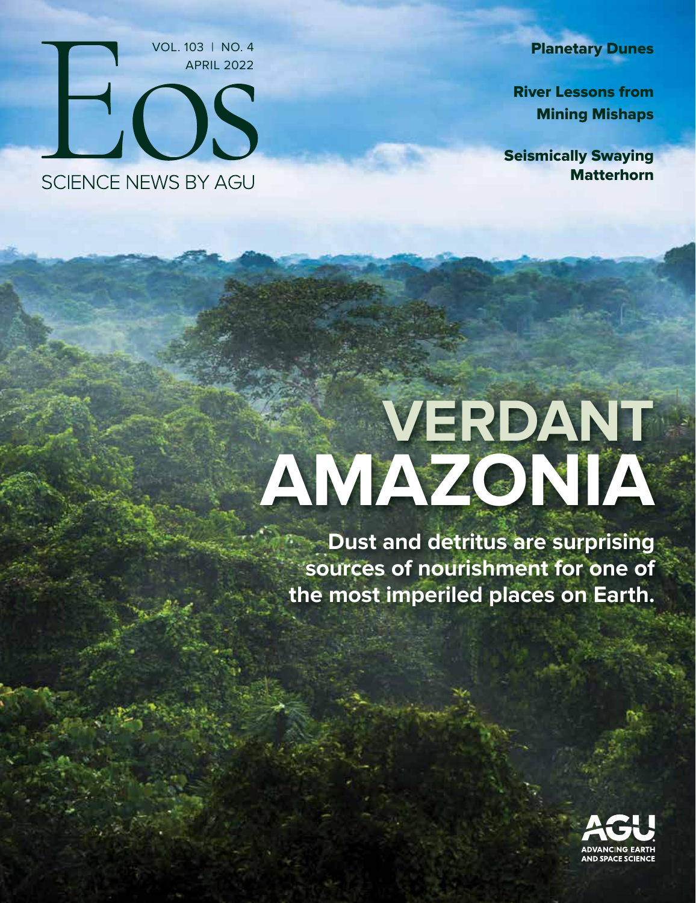# Eos

VOL. 103 | NO. 4
APRIL 2022

SCIENCE NEWS BY AGU

**Planetary Dunes**

**River Lessons from Mining Mishaps**

**Seismically Swaying Matterhorn**

# VERDANT AMAZONIA

**Dust and detritus are surprising sources of nourishment for one of the most imperiled places on Earth.**

AGU
ADVANCING EARTH AND SPACE SCIENCE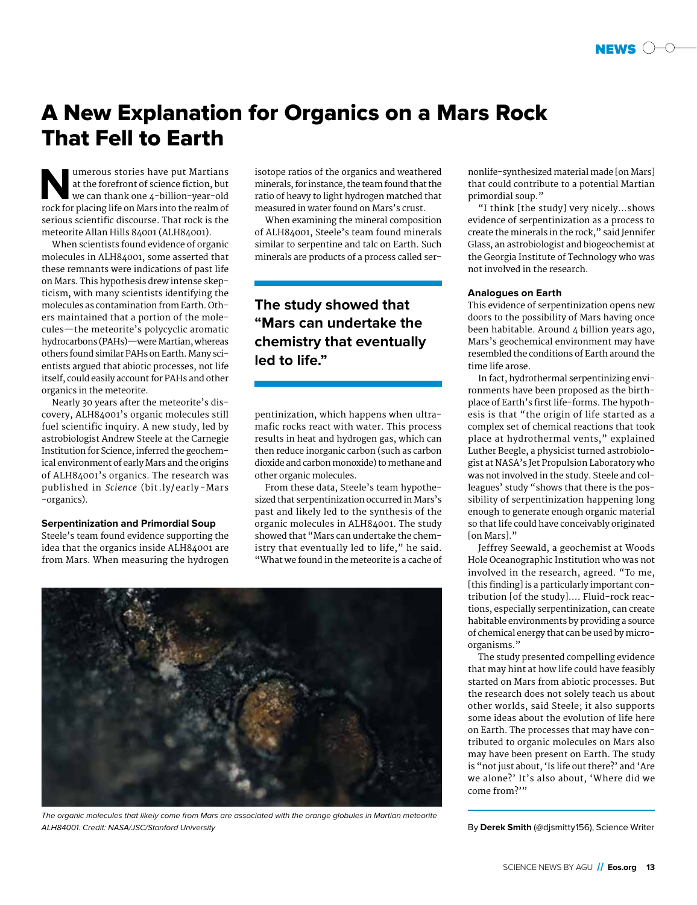# A New Explanation for Organics on a Mars Rock That Fell to Earth

Numerous stories have put Martians at the forefront of science fiction, but we can thank one 4-billion-year-old rock for placing life on Mars into the realm of serious scientific discourse. That rock is the meteorite Allan Hills 84001 (ALH84001).

When scientists found evidence of organic molecules in ALH84001, some asserted that these remnants were indications of past life on Mars. This hypothesis drew intense skepticism, with many scientists identifying the molecules as contamination from Earth. Others maintained that a portion of the molecules—the meteorite's polycyclic aromatic hydrocarbons (PAHs)—were Martian, whereas others found similar PAHs on Earth. Many scientists argued that abiotic processes, not life itself, could easily account for PAHs and other organics in the meteorite.

Nearly 30 years after the meteorite's discovery, ALH84001's organic molecules still fuel scientific inquiry. A new study, led by astrobiologist Andrew Steele at the Carnegie Institution for Science, inferred the geochemical environment of early Mars and the origins of ALH84001's organics. The research was published in *Science* (bit.ly/early-Mars-organics).

### Serpentinization and Primordial Soup

Steele's team found evidence supporting the idea that the organics inside ALH84001 are from Mars. When measuring the hydrogen isotope ratios of the organics and weathered minerals, for instance, the team found that the ratio of heavy to light hydrogen matched that measured in water found on Mars's crust.

When examining the mineral composition of ALH84001, Steele's team found minerals similar to serpentine and talc on Earth. Such minerals are products of a process called serpentinization, which happens when ultramafic rocks react with water. This process results in heat and hydrogen gas, which can then reduce inorganic carbon (such as carbon dioxide and carbon monoxide) to methane and other organic molecules.

**The study showed that "Mars can undertake the chemistry that eventually led to life."**

From these data, Steele's team hypothesized that serpentinization occurred in Mars's past and likely led to the synthesis of the organic molecules in ALH84001. The study showed that "Mars can undertake the chemistry that eventually led to life," he said. "What we found in the meteorite is a cache of nonlife-synthesized material made [on Mars] that could contribute to a potential Martian primordial soup."

"I think [the study] very nicely…shows evidence of serpentinization as a process to create the minerals in the rock," said Jennifer Glass, an astrobiologist and biogeochemist at the Georgia Institute of Technology who was not involved in the research.

*The organic molecules that likely come from Mars are associated with the orange globules in Martian meteorite ALH84001. Credit: NASA/JSC/Stanford University*

### Analogues on Earth

This evidence of serpentinization opens new doors to the possibility of Mars having once been habitable. Around 4 billion years ago, Mars's geochemical environment may have resembled the conditions of Earth around the time life arose.

In fact, hydrothermal serpentinizing environments have been proposed as the birthplace of Earth's first life-forms. The hypothesis is that "the origin of life started as a complex set of chemical reactions that took place at hydrothermal vents," explained Luther Beegle, a physicist turned astrobiologist at NASA's Jet Propulsion Laboratory who was not involved in the study. Steele and colleagues' study "shows that there is the possibility of serpentinization happening long enough to generate enough organic material so that life could have conceivably originated [on Mars]."

Jeffrey Seewald, a geochemist at Woods Hole Oceanographic Institution who was not involved in the research, agreed. "To me, [this finding] is a particularly important contribution [of the study].… Fluid-rock reactions, especially serpentinization, can create habitable environments by providing a source of chemical energy that can be used by microorganisms."

The study presented compelling evidence that may hint at how life could have feasibly started on Mars from abiotic processes. But the research does not solely teach us about other worlds, said Steele; it also supports some ideas about the evolution of life here on Earth. The processes that may have contributed to organic molecules on Mars also may have been present on Earth. The study is "not just about, 'Is life out there?' and 'Are we alone?' It's also about, 'Where did we come from?'"

By **Derek Smith** (@djsmitty156), Science Writer